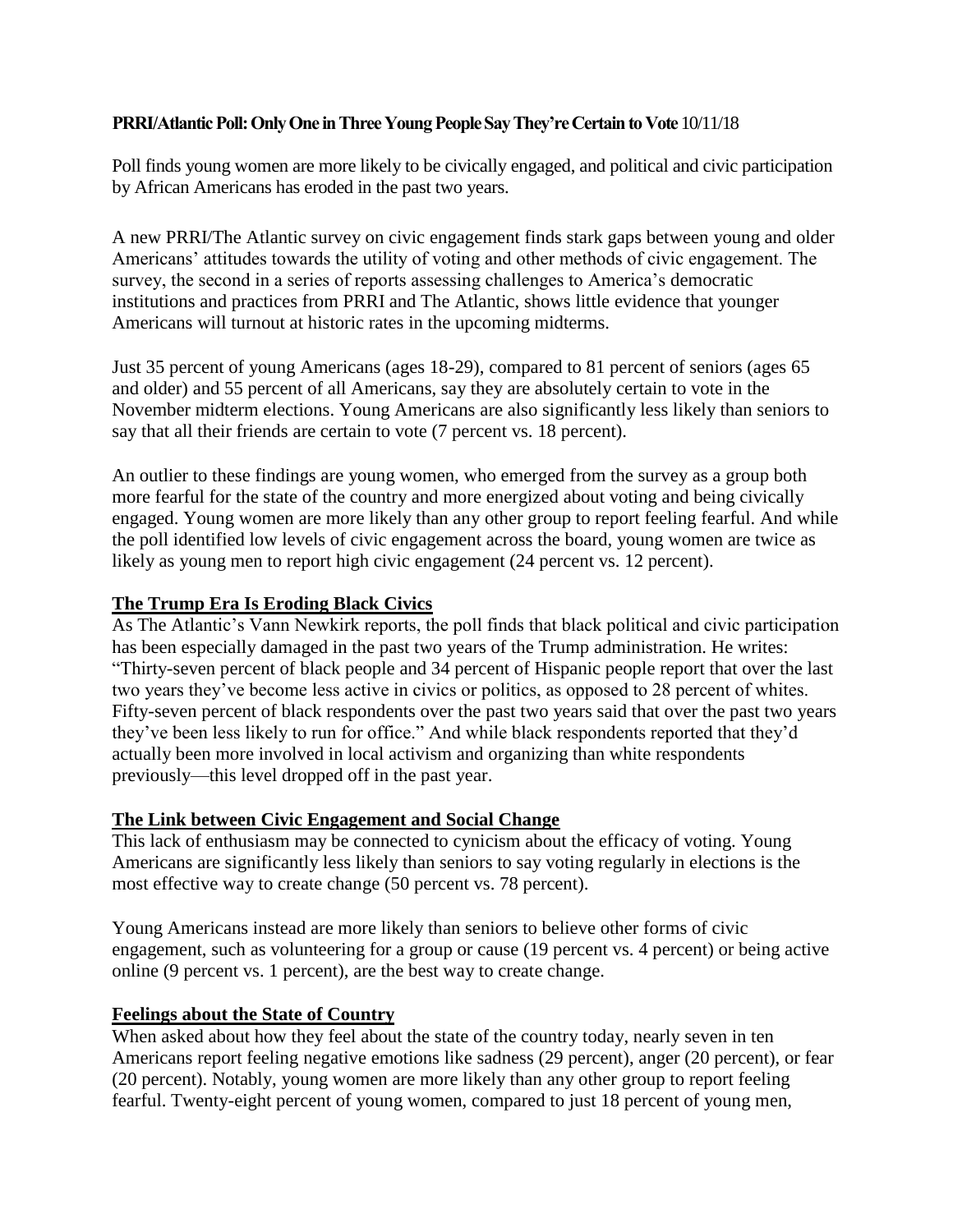**PRRI/Atlantic Poll: Only One in Three Young People Say They're Certain to Vote** 10/11/18

Poll finds young women are more likely to be civically engaged, and political and civic participation by African Americans has eroded in the past two years.

A new PRRI/The Atlantic survey on civic engagement finds stark gaps between young and older Americans' attitudes towards the utility of voting and other methods of civic engagement. The survey, the second in a series of reports assessing challenges to America's democratic institutions and practices from PRRI and The Atlantic, shows little evidence that younger Americans will turnout at historic rates in the upcoming midterms.

Just 35 percent of young Americans (ages 18-29), compared to 81 percent of seniors (ages 65 and older) and 55 percent of all Americans, say they are absolutely certain to vote in the November midterm elections. Young Americans are also significantly less likely than seniors to say that all their friends are certain to vote (7 percent vs. 18 percent).

An outlier to these findings are young women, who emerged from the survey as a group both more fearful for the state of the country and more energized about voting and being civically engaged. Young women are more likely than any other group to report feeling fearful. And while the poll identified low levels of civic engagement across the board, young women are twice as likely as young men to report high civic engagement (24 percent vs. 12 percent).

## The Trump Era Is Eroding Black Civics

As The Atlantic's Vann Newkirk reports, the poll finds that black political and civic participation has been especially damaged in the past two years of the Trump administration. He writes: "Thirty-seven percent of black people and 34 percent of Hispanic people report that over the last two years they've become less active in civics or politics, as opposed to 28 percent of whites. Fifty-seven percent of black respondents over the past two years said that over the past two years they've been less likely to run for office." And while black respondents reported that they'd actually been more involved in local activism and organizing than white respondents previously—this level dropped off in the past year.

## The Link between Civic Engagement and Social Change

This lack of enthusiasm may be connected to cynicism about the efficacy of voting. Young Americans are significantly less likely than seniors to say voting regularly in elections is the most effective way to create change (50 percent vs. 78 percent).

Young Americans instead are more likely than seniors to believe other forms of civic engagement, such as volunteering for a group or cause (19 percent vs. 4 percent) or being active online (9 percent vs. 1 percent), are the best way to create change.

## Feelings about the State of Country

When asked about how they feel about the state of the country today, nearly seven in ten Americans report feeling negative emotions like sadness (29 percent), anger (20 percent), or fear (20 percent). Notably, young women are more likely than any other group to report feeling fearful. Twenty-eight percent of young women, compared to just 18 percent of young men,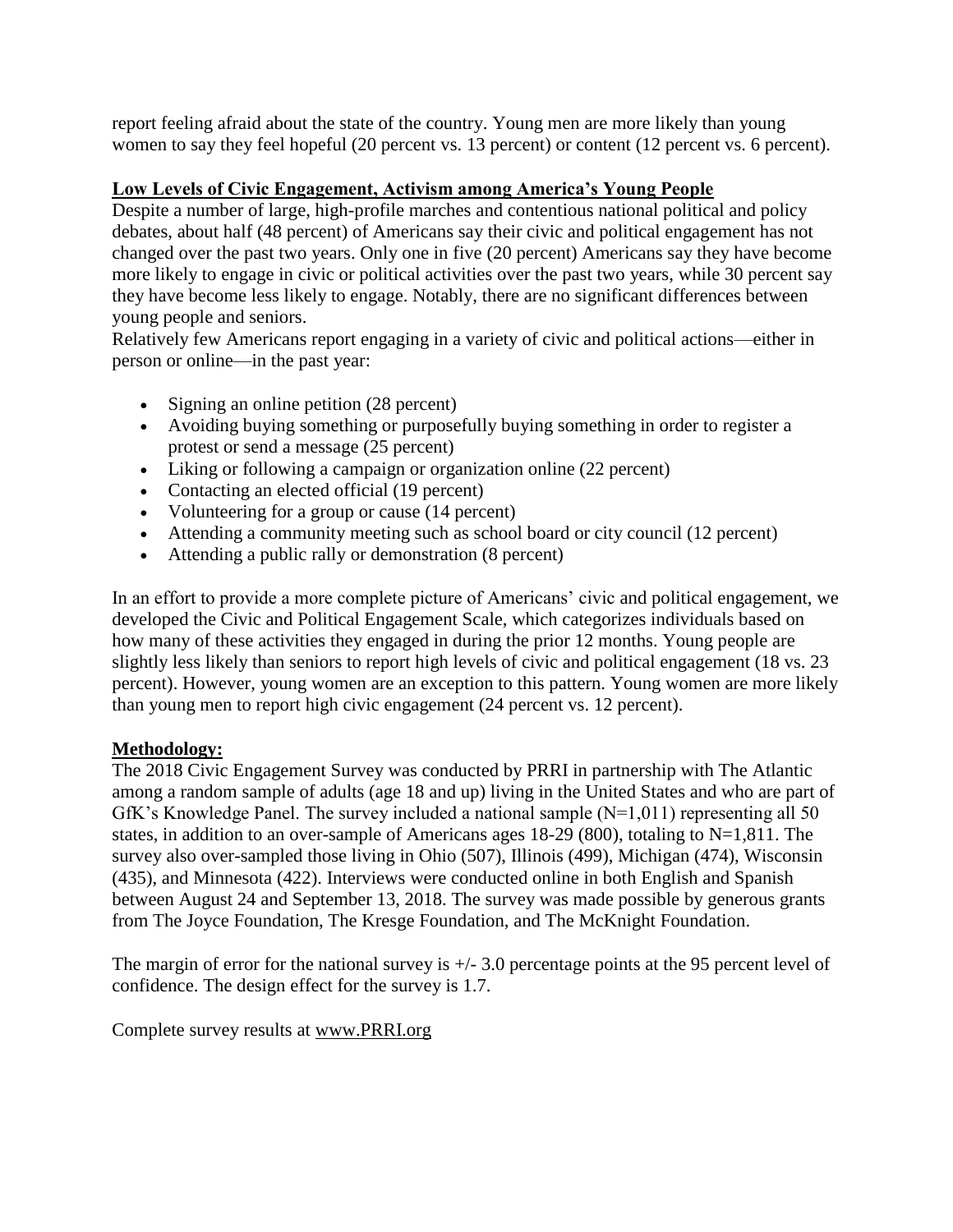report feeling afraid about the state of the country. Young men are more likely than young women to say they feel hopeful (20 percent vs. 13 percent) or content (12 percent vs. 6 percent).

**Low Levels of Civic Engagement, Activism among America's Young People**

Despite a number of large, high-profile marches and contentious national political and policy debates, about half (48 percent) of Americans say their civic and political engagement has not changed over the past two years. Only one in five (20 percent) Americans say they have become more likely to engage in civic or political activities over the past two years, while 30 percent say they have become less likely to engage. Notably, there are no significant differences between young people and seniors.

Relatively few Americans report engaging in a variety of civic and political actions—either in person or online—in the past year:

- Signing an online petition (28 percent)
- Avoiding buying something or purposefully buying something in order to register a protest or send a message (25 percent)
- Liking or following a campaign or organization online (22 percent)
- Contacting an elected official (19 percent)
- Volunteering for a group or cause (14 percent)
- Attending a community meeting such as school board or city council (12 percent)
- Attending a public rally or demonstration (8 percent)

In an effort to provide a more complete picture of Americans' civic and political engagement, we developed the Civic and Political Engagement Scale, which categorizes individuals based on how many of these activities they engaged in during the prior 12 months. Young people are slightly less likely than seniors to report high levels of civic and political engagement (18 vs. 23 percent). However, young women are an exception to this pattern. Young women are more likely than young men to report high civic engagement (24 percent vs. 12 percent).

**Methodology:**

The 2018 Civic Engagement Survey was conducted by PRRI in partnership with The Atlantic among a random sample of adults (age 18 and up) living in the United States and who are part of GfK's Knowledge Panel. The survey included a national sample (N=1,011) representing all 50 states, in addition to an over-sample of Americans ages 18-29 (800), totaling to N=1,811. The survey also over-sampled those living in Ohio (507), Illinois (499), Michigan (474), Wisconsin (435), and Minnesota (422). Interviews were conducted online in both English and Spanish between August 24 and September 13, 2018. The survey was made possible by generous grants from The Joyce Foundation, The Kresge Foundation, and The McKnight Foundation.

The margin of error for the national survey is +/- 3.0 percentage points at the 95 percent level of confidence. The design effect for the survey is 1.7.

Complete survey results at www.PRRI.org